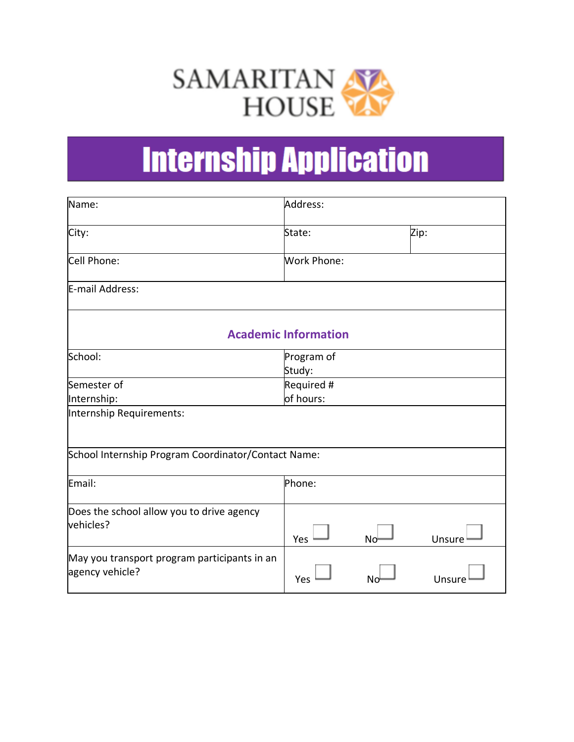# SAMARITAN HOUSE

## Internship Application

| Name: | Address: | |
|---|---|---|
| City: | State: | Zip: |
| Cell Phone: | Work Phone: | |
| E-mail Address: | | |

### Academic Information

| School: | Program of Study: |
|---|---|
| Semester of Internship: | Required # of hours: |
| Internship Requirements: | |
| School Internship Program Coordinator/Contact Name: | |
| Email: | Phone: |
| Does the school allow you to drive agency vehicles? | Yes ☐ No ☐ Unsure ☐ |
| May you transport program participants in an agency vehicle? | Yes ☐ No ☐ Unsure ☐ |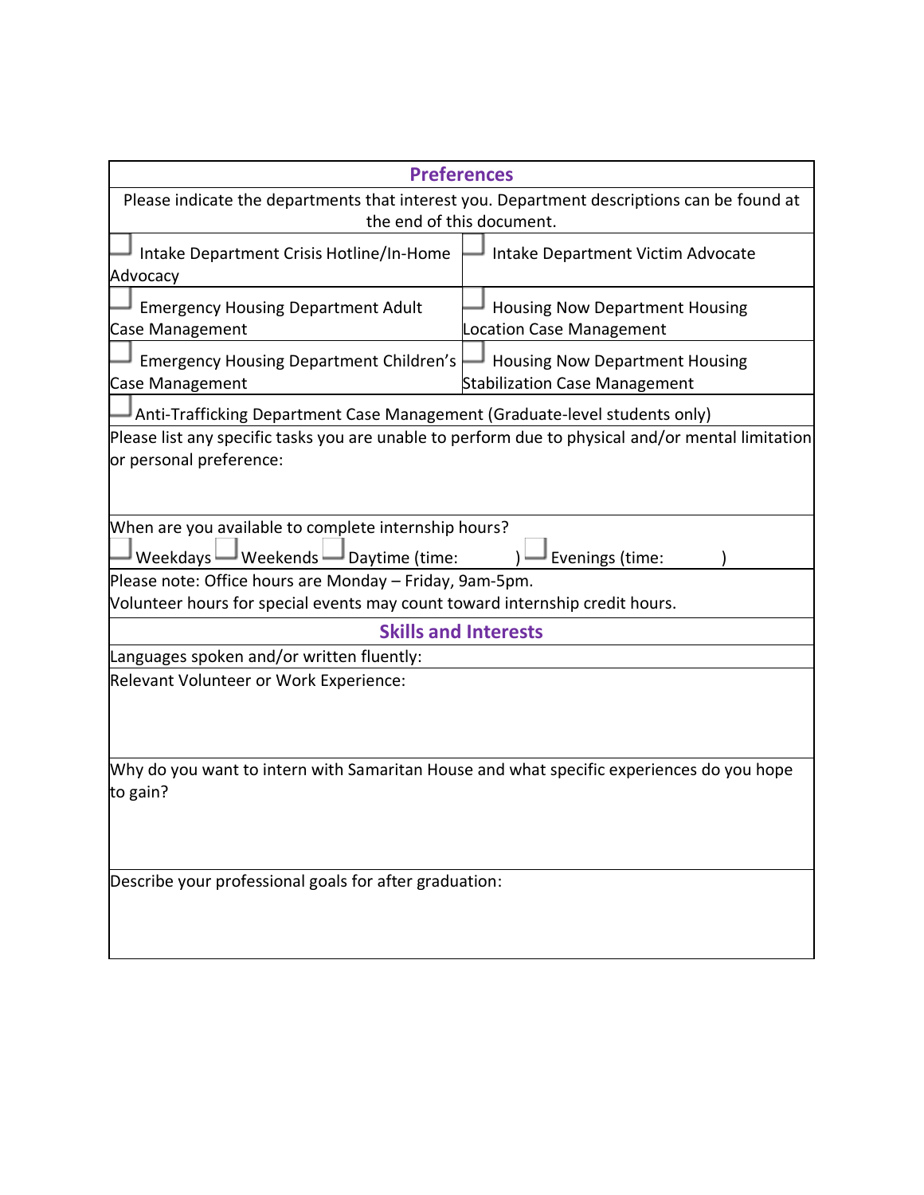## Preferences

Please indicate the departments that interest you. Department descriptions can be found at the end of this document.

| | |
|---|---|
| ☐ Intake Department Crisis Hotline/In-Home Advocacy | ☐ Intake Department Victim Advocate |
| ☐ Emergency Housing Department Adult Case Management | ☐ Housing Now Department Housing Location Case Management |
| ☐ Emergency Housing Department Children's Case Management | ☐ Housing Now Department Housing Stabilization Case Management |

☐ Anti-Trafficking Department Case Management (Graduate-level students only)

Please list any specific tasks you are unable to perform due to physical and/or mental limitation or personal preference:

When are you available to complete internship hours?

☐ Weekdays ☐ Weekends ☐ Daytime (time: ) ☐ Evenings (time: )

Please note: Office hours are Monday – Friday, 9am-5pm.
Volunteer hours for special events may count toward internship credit hours.

## Skills and Interests

Languages spoken and/or written fluently:

Relevant Volunteer or Work Experience:

Why do you want to intern with Samaritan House and what specific experiences do you hope to gain?

Describe your professional goals for after graduation: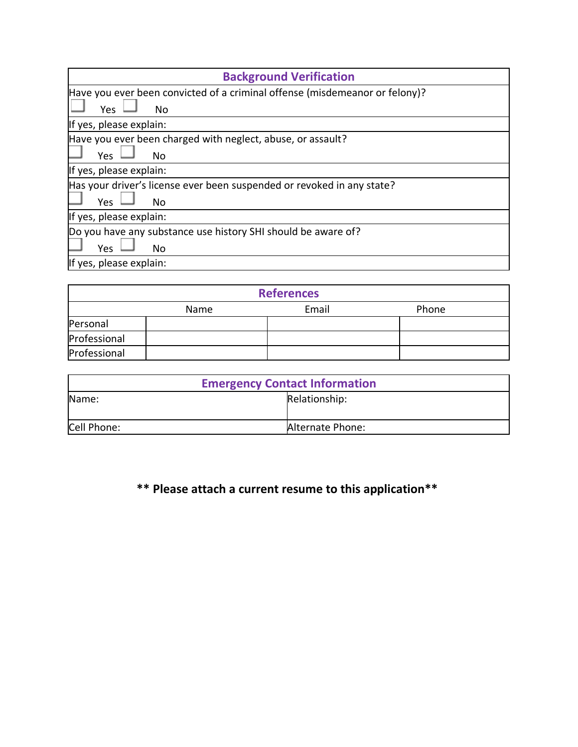## Background Verification

Have you ever been convicted of a criminal offense (misdemeanor or felony)?

☐ Yes ☐ No

If yes, please explain:

Have you ever been charged with neglect, abuse, or assault?

☐ Yes ☐ No

If yes, please explain:

Has your driver's license ever been suspended or revoked in any state?

☐ Yes ☐ No

If yes, please explain:

Do you have any substance use history SHI should be aware of?

☐ Yes ☐ No

If yes, please explain:

## References

| | Name | Email | Phone |
|---|---|---|---|
| Personal | | | |
| Professional | | | |
| Professional | | | |

## Emergency Contact Information

| | |
|---|---|
| Name: | Relationship: |
| Cell Phone: | Alternate Phone: |

**\*\* Please attach a current resume to this application\*\***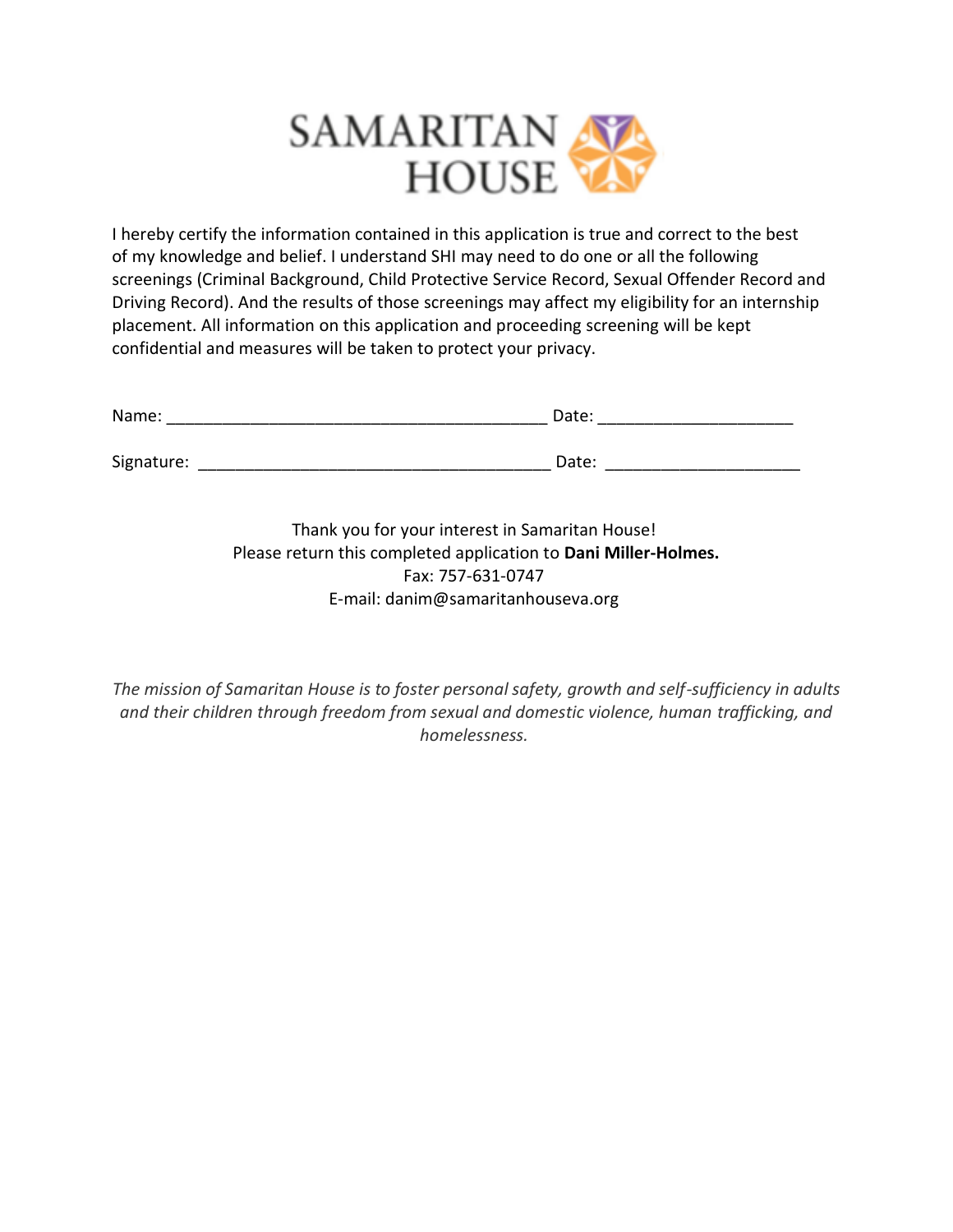SAMARITAN HOUSE

I hereby certify the information contained in this application is true and correct to the best of my knowledge and belief. I understand SHI may need to do one or all the following screenings (Criminal Background, Child Protective Service Record, Sexual Offender Record and Driving Record). And the results of those screenings may affect my eligibility for an internship placement. All information on this application and proceeding screening will be kept confidential and measures will be taken to protect your privacy.

Name: ________________________________________ Date: ____________________

Signature: ____________________________________ Date: ____________________

Thank you for your interest in Samaritan House!
Please return this completed application to **Dani Miller-Holmes.**
Fax: 757-631-0747
E-mail: danim@samaritanhouseva.org

*The mission of Samaritan House is to foster personal safety, growth and self-sufficiency in adults and their children through freedom from sexual and domestic violence, human trafficking, and homelessness.*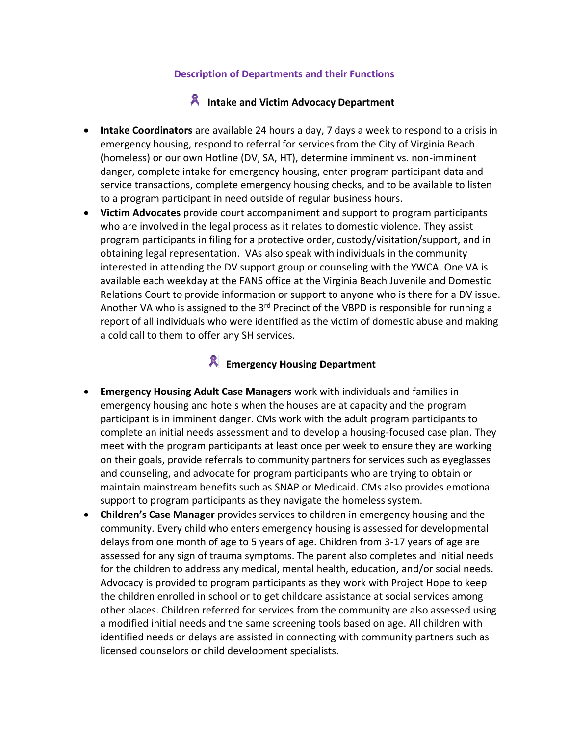## Description of Departments and their Functions

### Intake and Victim Advocacy Department

- **Intake Coordinators** are available 24 hours a day, 7 days a week to respond to a crisis in emergency housing, respond to referral for services from the City of Virginia Beach (homeless) or our own Hotline (DV, SA, HT), determine imminent vs. non-imminent danger, complete intake for emergency housing, enter program participant data and service transactions, complete emergency housing checks, and to be available to listen to a program participant in need outside of regular business hours.
- **Victim Advocates** provide court accompaniment and support to program participants who are involved in the legal process as it relates to domestic violence. They assist program participants in filing for a protective order, custody/visitation/support, and in obtaining legal representation. VAs also speak with individuals in the community interested in attending the DV support group or counseling with the YWCA. One VA is available each weekday at the FANS office at the Virginia Beach Juvenile and Domestic Relations Court to provide information or support to anyone who is there for a DV issue. Another VA who is assigned to the 3rd Precinct of the VBPD is responsible for running a report of all individuals who were identified as the victim of domestic abuse and making a cold call to them to offer any SH services.

### Emergency Housing Department

- **Emergency Housing Adult Case Managers** work with individuals and families in emergency housing and hotels when the houses are at capacity and the program participant is in imminent danger. CMs work with the adult program participants to complete an initial needs assessment and to develop a housing-focused case plan. They meet with the program participants at least once per week to ensure they are working on their goals, provide referrals to community partners for services such as eyeglasses and counseling, and advocate for program participants who are trying to obtain or maintain mainstream benefits such as SNAP or Medicaid. CMs also provides emotional support to program participants as they navigate the homeless system.
- **Children's Case Manager** provides services to children in emergency housing and the community. Every child who enters emergency housing is assessed for developmental delays from one month of age to 5 years of age. Children from 3-17 years of age are assessed for any sign of trauma symptoms. The parent also completes and initial needs for the children to address any medical, mental health, education, and/or social needs. Advocacy is provided to program participants as they work with Project Hope to keep the children enrolled in school or to get childcare assistance at social services among other places. Children referred for services from the community are also assessed using a modified initial needs and the same screening tools based on age. All children with identified needs or delays are assisted in connecting with community partners such as licensed counselors or child development specialists.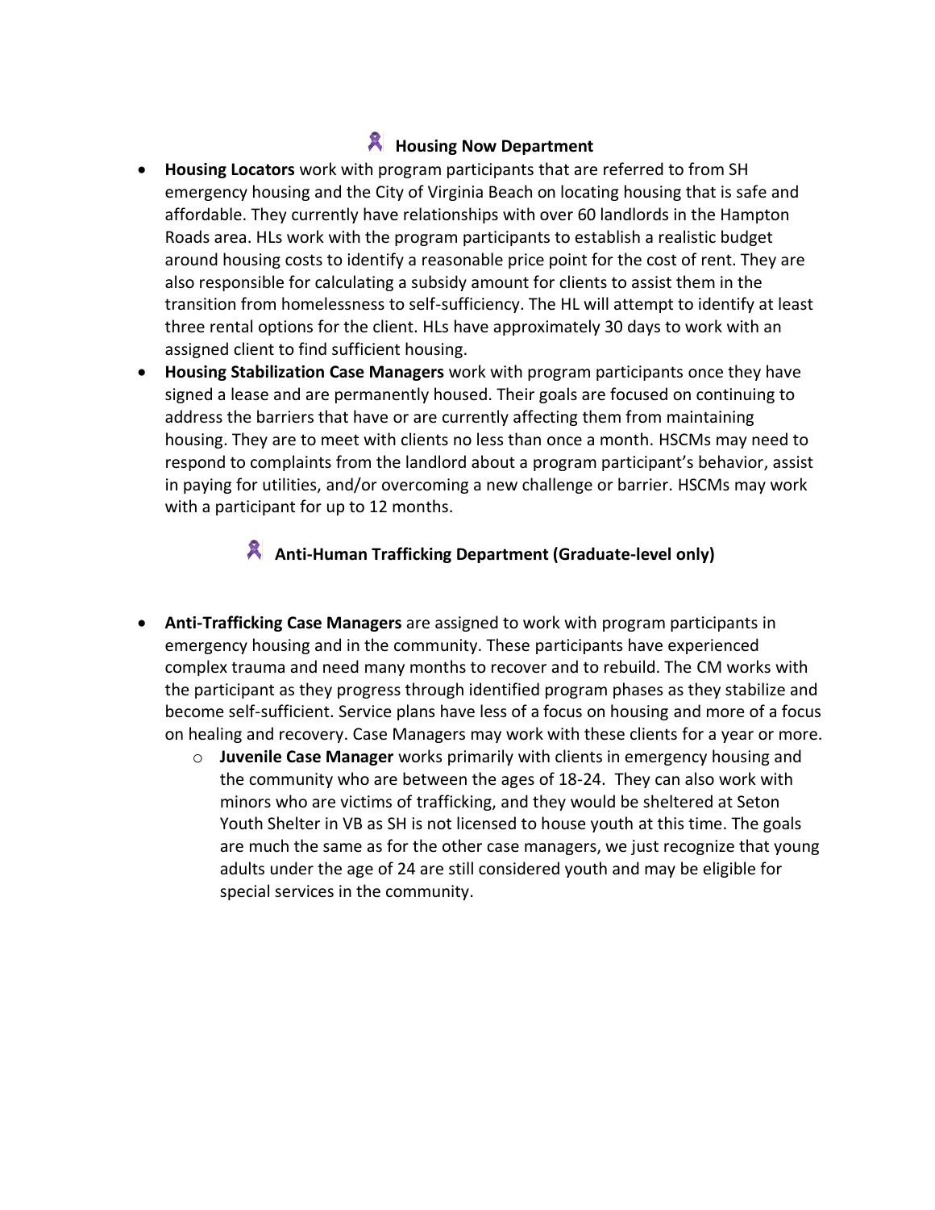### Housing Now Department

- **Housing Locators** work with program participants that are referred to from SH emergency housing and the City of Virginia Beach on locating housing that is safe and affordable. They currently have relationships with over 60 landlords in the Hampton Roads area. HLs work with the program participants to establish a realistic budget around housing costs to identify a reasonable price point for the cost of rent. They are also responsible for calculating a subsidy amount for clients to assist them in the transition from homelessness to self-sufficiency. The HL will attempt to identify at least three rental options for the client. HLs have approximately 30 days to work with an assigned client to find sufficient housing.
- **Housing Stabilization Case Managers** work with program participants once they have signed a lease and are permanently housed. Their goals are focused on continuing to address the barriers that have or are currently affecting them from maintaining housing. They are to meet with clients no less than once a month. HSCMs may need to respond to complaints from the landlord about a program participant's behavior, assist in paying for utilities, and/or overcoming a new challenge or barrier. HSCMs may work with a participant for up to 12 months.

### Anti-Human Trafficking Department (Graduate-level only)

- **Anti-Trafficking Case Managers** are assigned to work with program participants in emergency housing and in the community. These participants have experienced complex trauma and need many months to recover and to rebuild. The CM works with the participant as they progress through identified program phases as they stabilize and become self-sufficient. Service plans have less of a focus on housing and more of a focus on healing and recovery. Case Managers may work with these clients for a year or more.
  - **Juvenile Case Manager** works primarily with clients in emergency housing and the community who are between the ages of 18-24. They can also work with minors who are victims of trafficking, and they would be sheltered at Seton Youth Shelter in VB as SH is not licensed to house youth at this time. The goals are much the same as for the other case managers, we just recognize that young adults under the age of 24 are still considered youth and may be eligible for special services in the community.